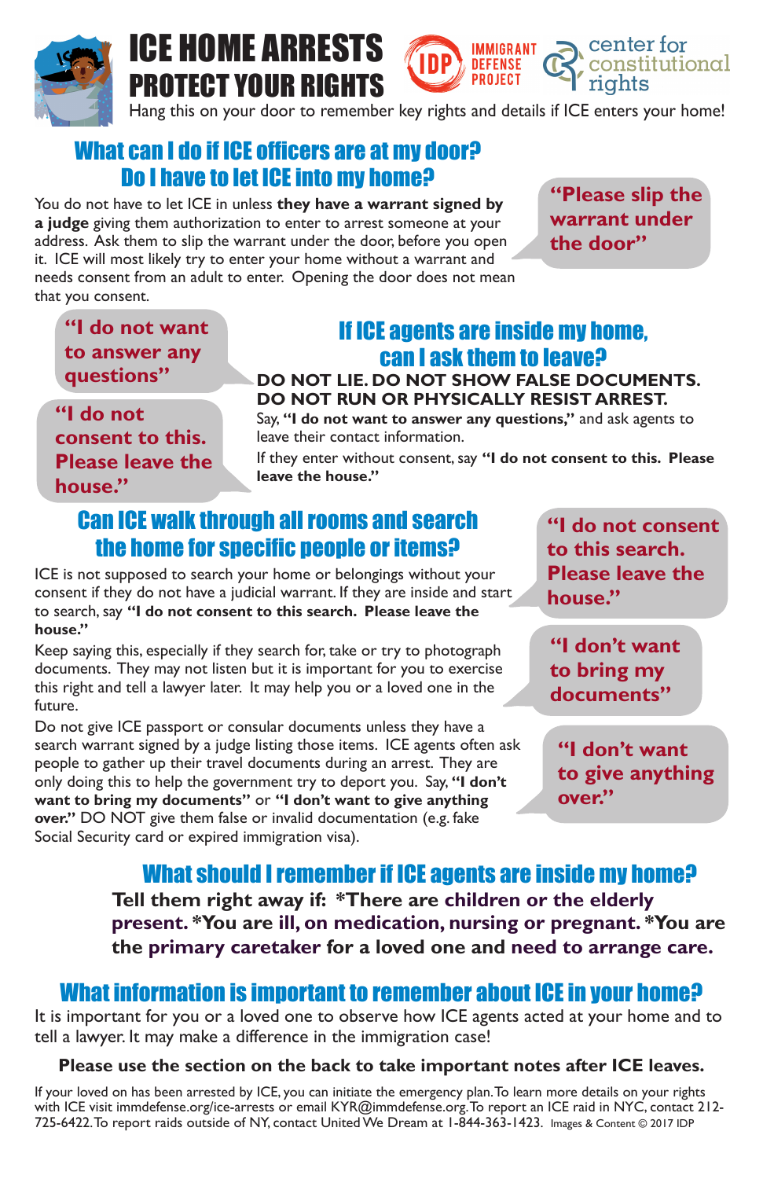# ICE HOME ARRESTS PROTECT YOUR RIGHTS

IDP IMMIGRANT DEFENSE PROJECT — center for constitutional rights

Hang this on your door to remember key rights and details if ICE enters your home!

## What can I do if ICE officers are at my door? Do I have to let ICE into my home?

You do not have to let ICE in unless **they have a warrant signed by a judge** giving them authorization to enter to arrest someone at your address. Ask them to slip the warrant under the door, before you open it. ICE will most likely try to enter your home without a warrant and needs consent from an adult to enter. Opening the door does not mean that you consent.

**"Please slip the warrant under the door"**

**"I do not want to answer any questions"**

**"I do not consent to this. Please leave the house."**

## If ICE agents are inside my home, can I ask them to leave?

**DO NOT LIE. DO NOT SHOW FALSE DOCUMENTS. DO NOT RUN OR PHYSICALLY RESIST ARREST.**

Say, **"I do not want to answer any questions,"** and ask agents to leave their contact information.

If they enter without consent, say **"I do not consent to this. Please leave the house."**

## Can ICE walk through all rooms and search the home for specific people or items?

ICE is not supposed to search your home or belongings without your consent if they do not have a judicial warrant. If they are inside and start to search, say **"I do not consent to this search. Please leave the house."**

Keep saying this, especially if they search for, take or try to photograph documents. They may not listen but it is important for you to exercise this right and tell a lawyer later. It may help you or a loved one in the future.

Do not give ICE passport or consular documents unless they have a search warrant signed by a judge listing those items. ICE agents often ask people to gather up their travel documents during an arrest. They are only doing this to help the government try to deport you. Say, **"I don't want to bring my documents"** or **"I don't want to give anything over."** DO NOT give them false or invalid documentation (e.g. fake Social Security card or expired immigration visa).

**"I do not consent to this search. Please leave the house."**

**"I don't want to bring my documents"**

**"I don't want to give anything over."**

## What should I remember if ICE agents are inside my home?

**Tell them right away if: *There are children or the elderly present. *You are ill, on medication, nursing or pregnant. *You are the primary caretaker for a loved one and need to arrange care.**

## What information is important to remember about ICE in your home?

It is important for you or a loved one to observe how ICE agents acted at your home and to tell a lawyer. It may make a difference in the immigration case!

**Please use the section on the back to take important notes after ICE leaves.**

If your loved on has been arrested by ICE, you can initiate the emergency plan. To learn more details on your rights with ICE visit immdefense.org/ice-arrests or email KYR@immdefense.org. To report an ICE raid in NYC, contact 212-725-6422. To report raids outside of NY, contact United We Dream at 1-844-363-1423. Images & Content © 2017 IDP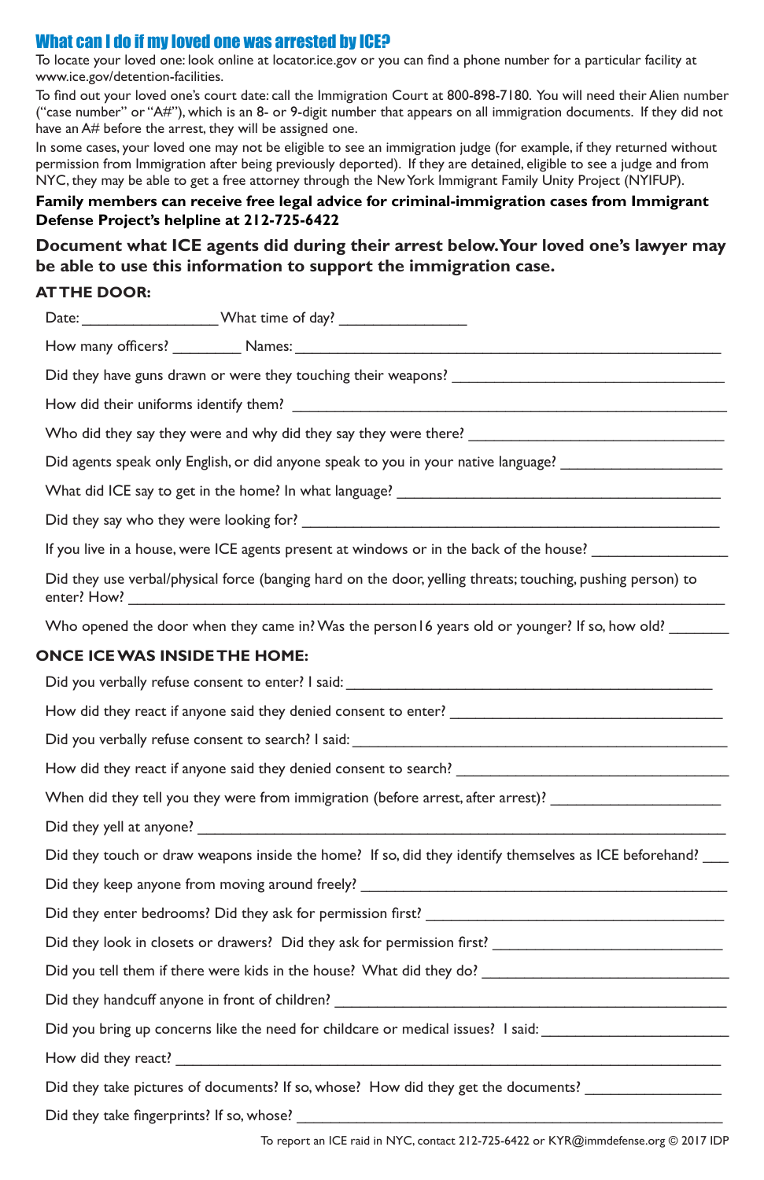## What can I do if my loved one was arrested by ICE?

To locate your loved one: look online at locator.ice.gov or you can find a phone number for a particular facility at www.ice.gov/detention-facilities.

To find out your loved one's court date: call the Immigration Court at 800-898-7180. You will need their Alien number ("case number" or "A#"), which is an 8- or 9-digit number that appears on all immigration documents. If they did not have an A# before the arrest, they will be assigned one.

In some cases, your loved one may not be eligible to see an immigration judge (for example, if they returned without permission from Immigration after being previously deported). If they are detained, eligible to see a judge and from NYC, they may be able to get a free attorney through the New York Immigrant Family Unity Project (NYIFUP).

**Family members can receive free legal advice for criminal-immigration cases from Immigrant Defense Project's helpline at 212-725-6422**

**Document what ICE agents did during their arrest below. Your loved one's lawyer may be able to use this information to support the immigration case.**

### AT THE DOOR:

Date: ________________ What time of day? ________________

How many officers? ________ Names: ____________________________________________________

Did they have guns drawn or were they touching their weapons? ___________________________________

How did their uniforms identify them? ____________________________________________________

Who did they say they were and why did they say they were there? _______________________________

Did agents speak only English, or did anyone speak to you in your native language? ____________________

What did ICE say to get in the home? In what language? ________________________________________

Did they say who they were looking for? __________________________________________________

If you live in a house, were ICE agents present at windows or in the back of the house? ________________

Did they use verbal/physical force (banging hard on the door, yelling threats; touching, pushing person) to enter? How? ____________________________________________________________________

Who opened the door when they came in? Was the person 16 years old or younger? If so, how old? _______

### ONCE ICE WAS INSIDE THE HOME:

Did you verbally refuse consent to enter? I said: ______________________________________________

How did they react if anyone said they denied consent to enter? __________________________________

Did you verbally refuse consent to search? I said: _____________________________________________

How did they react if anyone said they denied consent to search? _________________________________

When did they tell you they were from immigration (before arrest, after arrest)? _____________________

Did they yell at anyone? _______________________________________________________________

Did they touch or draw weapons inside the home? If so, did they identify themselves as ICE beforehand? ___

Did they keep anyone from moving around freely? ____________________________________________

Did they enter bedrooms? Did they ask for permission first? _____________________________________

Did they look in closets or drawers? Did they ask for permission first? _____________________________

Did you tell them if there were kids in the house? What did they do? ______________________________

Did they handcuff anyone in front of children? _______________________________________________

Did you bring up concerns like the need for childcare or medical issues? I said: ______________________

How did they react? _________________________________________________________________

Did they take pictures of documents? If so, whose? How did they get the documents? _________________

Did they take fingerprints? If so, whose? __________________________________________________

To report an ICE raid in NYC, contact 212-725-6422 or KYR@immdefense.org © 2017 IDP